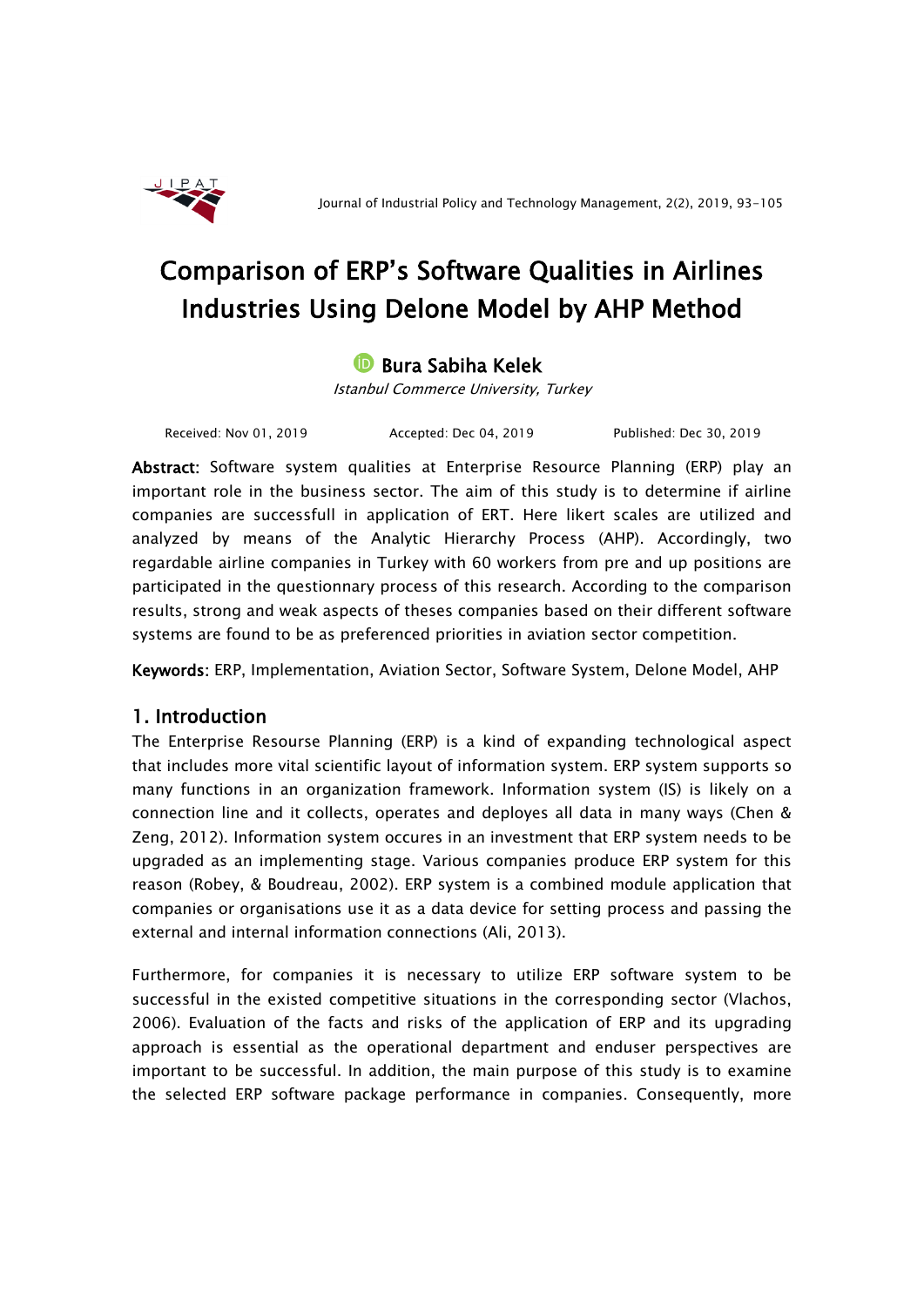# Comparison of ERP's Software Qualities in Airlines Industries Using Delone Model by AHP Method

**Bura Sabiha Kelek**

*Istanbul Commerce University, Turkey*

Received: Nov 01, 2019 Accepted: Dec 04, 2019 Published: Dec 30, 2019

**Abstract:** Software system qualities at Enterprise Resource Planning (ERP) play an important role in the business sector. The aim of this study is to determine if airline companies are successfull in application of ERT. Here likert scales are utilized and analyzed by means of the Analytic Hierarchy Process (AHP). Accordingly, two regardable airline companies in Turkey with 60 workers from pre and up positions are participated in the questionnary process of this research. According to the comparison results, strong and weak aspects of theses companies based on their different software systems are found to be as preferenced priorities in aviation sector competition.

**Keywords:** ERP, Implementation, Aviation Sector, Software System, Delone Model, AHP

## 1. Introduction

The Enterprise Resourse Planning (ERP) is a kind of expanding technological aspect that includes more vital scientific layout of information system. ERP system supports so many functions in an organization framework. Information system (IS) is likely on a connection line and it collects, operates and deployes all data in many ways (Chen & Zeng, 2012). Information system occures in an investment that ERP system needs to be upgraded as an implementing stage. Various companies produce ERP system for this reason (Robey, & Boudreau, 2002). ERP system is a combined module application that companies or organisations use it as a data device for setting process and passing the external and internal information connections (Ali, 2013).

Furthermore, for companies it is necessary to utilize ERP software system to be successful in the existed competitive situations in the corresponding sector (Vlachos, 2006). Evaluation of the facts and risks of the application of ERP and its upgrading approach is essential as the operational department and enduser perspectives are important to be successful. In addition, the main purpose of this study is to examine the selected ERP software package performance in companies. Consequently, more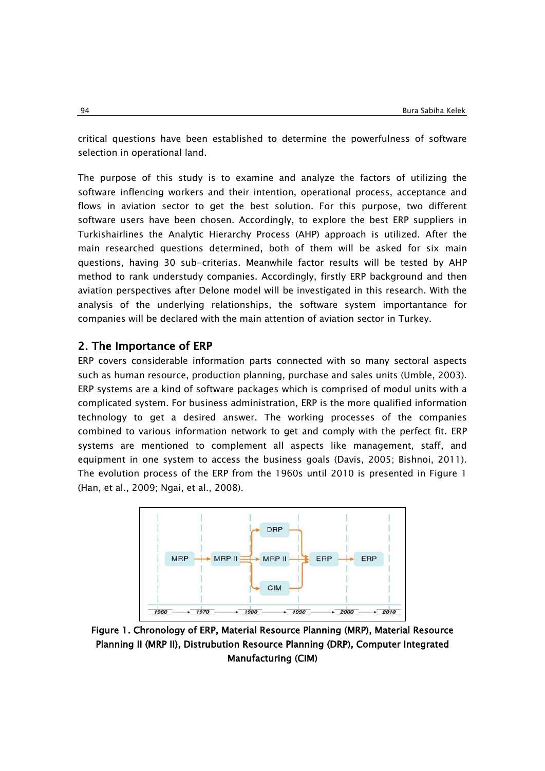critical questions have been established to determine the powerfulness of software selection in operational land.

The purpose of this study is to examine and analyze the factors of utilizing the software inflencing workers and their intention, operational process, acceptance and flows in aviation sector to get the best solution. For this purpose, two different software users have been chosen. Accordingly, to explore the best ERP suppliers in Turkishairlines the Analytic Hierarchy Process (AHP) approach is utilized. After the main researched questions determined, both of them will be asked for six main questions, having 30 sub-criterias. Meanwhile factor results will be tested by AHP method to rank understudy companies. Accordingly, firstly ERP background and then aviation perspectives after Delone model will be investigated in this research. With the analysis of the underlying relationships, the software system importantance for companies will be declared with the main attention of aviation sector in Turkey.

## 2. The Importance of ERP

ERP covers considerable information parts connected with so many sectoral aspects such as human resource, production planning, purchase and sales units (Umble, 2003). ERP systems are a kind of software packages which is comprised of modul units with a complicated system. For business administration, ERP is the more qualified information technology to get a desired answer. The working processes of the companies combined to various information network to get and comply with the perfect fit. ERP systems are mentioned to complement all aspects like management, staff, and equipment in one system to access the business goals (Davis, 2005; Bishnoi, 2011). The evolution process of the ERP from the 1960s until 2010 is presented in Figure 1 (Han, et al., 2009; Ngai, et al., 2008).

**Figure 1. Chronology of ERP, Material Resource Planning (MRP), Material Resource Planning II (MRP II), Distrubution Resource Planning (DRP), Computer Integrated Manufacturing (CIM)**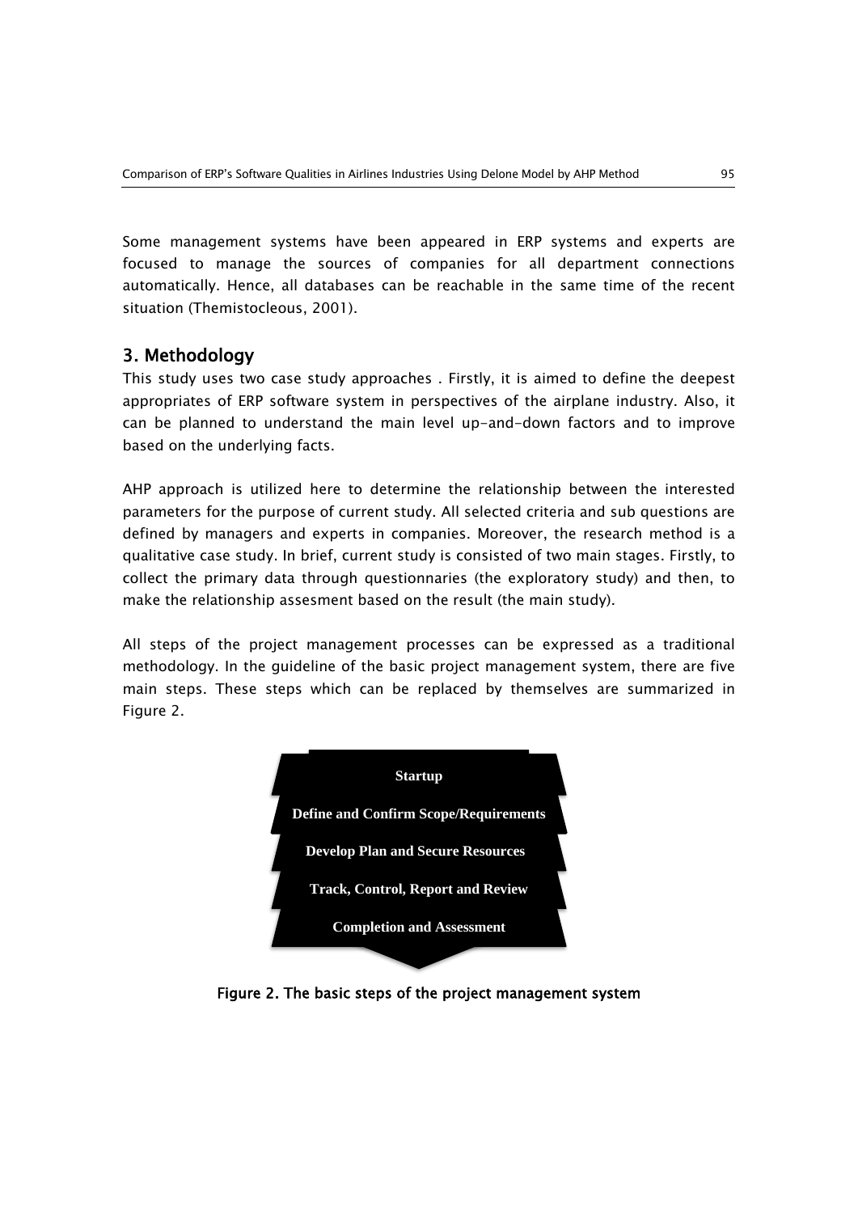Some management systems have been appeared in ERP systems and experts are focused to manage the sources of companies for all department connections automatically. Hence, all databases can be reachable in the same time of the recent situation (Themistocleous, 2001).

## 3. Methodology

This study uses two case study approaches . Firstly, it is aimed to define the deepest appropriates of ERP software system in perspectives of the airplane industry. Also, it can be planned to understand the main level up-and-down factors and to improve based on the underlying facts.

AHP approach is utilized here to determine the relationship between the interested parameters for the purpose of current study. All selected criteria and sub questions are defined by managers and experts in companies. Moreover, the research method is a qualitative case study. In brief, current study is consisted of two main stages. Firstly, to collect the primary data through questionnaries (the exploratory study) and then, to make the relationship assesment based on the result (the main study).

All steps of the project management processes can be expressed as a traditional methodology. In the guideline of the basic project management system, there are five main steps. These steps which can be replaced by themselves are summarized in Figure 2.

**Startup**

**Define and Confirm Scope/Requirements**

**Develop Plan and Secure Resources**

**Track, Control, Report and Review**

**Completion and Assessment**

**Figure 2. The basic steps of the project management system**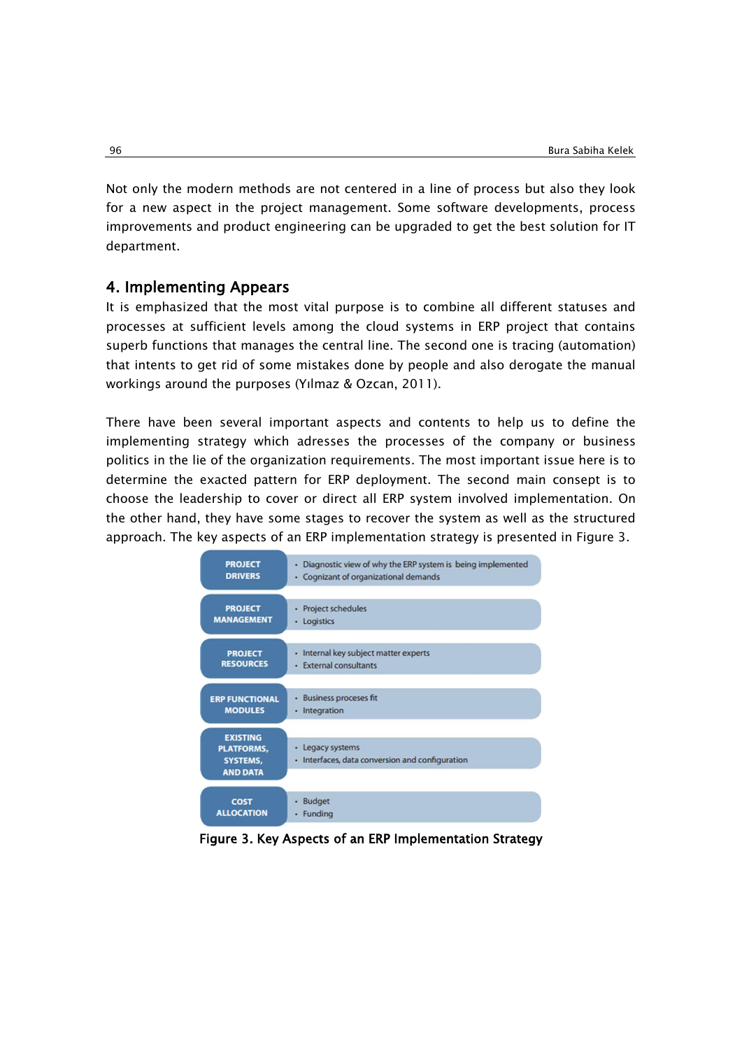Not only the modern methods are not centered in a line of process but also they look for a new aspect in the project management. Some software developments, process improvements and product engineering can be upgraded to get the best solution for IT department.

## 4. Implementing Appears

It is emphasized that the most vital purpose is to combine all different statuses and processes at sufficient levels among the cloud systems in ERP project that contains superb functions that manages the central line. The second one is tracing (automation) that intents to get rid of some mistakes done by people and also derogate the manual workings around the purposes (Yılmaz & Ozcan, 2011).

There have been several important aspects and contents to help us to define the implementing strategy which adresses the processes of the company or business politics in the lie of the organization requirements. The most important issue here is to determine the exacted pattern for ERP deployment. The second main consept is to choose the leadership to cover or direct all ERP system involved implementation. On the other hand, they have some stages to recover the system as well as the structured approach. The key aspects of an ERP implementation strategy is presented in Figure 3.

| | |
|---|---|
| **PROJECT DRIVERS** | • Diagnostic view of why the ERP system is being implemented<br>• Cognizant of organizational demands |
| **PROJECT MANAGEMENT** | • Project schedules<br>• Logistics |
| **PROJECT RESOURCES** | • Internal key subject matter experts<br>• External consultants |
| **ERP FUNCTIONAL MODULES** | • Business proceses fit<br>• Integration |
| **EXISTING PLATFORMS, SYSTEMS, AND DATA** | • Legacy systems<br>• Interfaces, data conversion and configuration |
| **COST ALLOCATION** | • Budget<br>• Funding |

**Figure 3. Key Aspects of an ERP Implementation Strategy**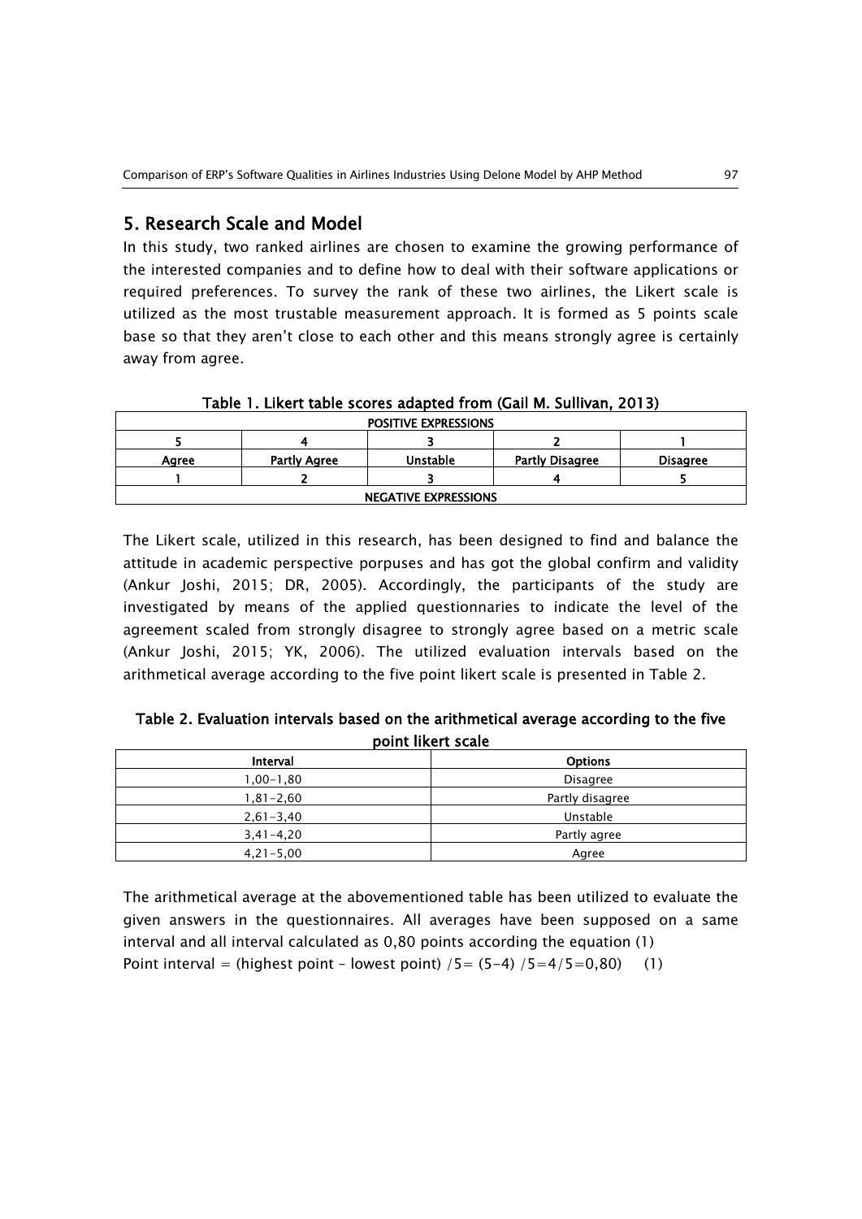## 5. Research Scale and Model

In this study, two ranked airlines are chosen to examine the growing performance of the interested companies and to define how to deal with their software applications or required preferences. To survey the rank of these two airlines, the Likert scale is utilized as the most trustable measurement approach. It is formed as 5 points scale base so that they aren't close to each other and this means strongly agree is certainly away from agree.

**Table 1. Likert table scores adapted from (Gail M. Sullivan, 2013)**

| POSITIVE EXPRESSIONS | | | | |
|---|---|---|---|---|
| 5 | 4 | 3 | 2 | 1 |
| Agree | Partly Agree | Unstable | Partly Disagree | Disagree |
| 1 | 2 | 3 | 4 | 5 |
| NEGATIVE EXPRESSIONS | | | | |

The Likert scale, utilized in this research, has been designed to find and balance the attitude in academic perspective porpuses and has got the global confirm and validity (Ankur Joshi, 2015; DR, 2005). Accordingly, the participants of the study are investigated by means of the applied questionnaries to indicate the level of the agreement scaled from strongly disagree to strongly agree based on a metric scale (Ankur Joshi, 2015; YK, 2006). The utilized evaluation intervals based on the arithmetical average according to the five point likert scale is presented in Table 2.

**Table 2. Evaluation intervals based on the arithmetical average according to the five point likert scale**

| Interval | Options |
|---|---|
| 1,00-1,80 | Disagree |
| 1,81-2,60 | Partly disagree |
| 2,61-3,40 | Unstable |
| 3,41-4,20 | Partly agree |
| 4,21-5,00 | Agree |

The arithmetical average at the abovementioned table has been utilized to evaluate the given answers in the questionnaires. All averages have been supposed on a same interval and all interval calculated as 0,80 points according the equation (1)

Point interval = (highest point – lowest point) /5= (5-4) /5=4/5=0,80) (1)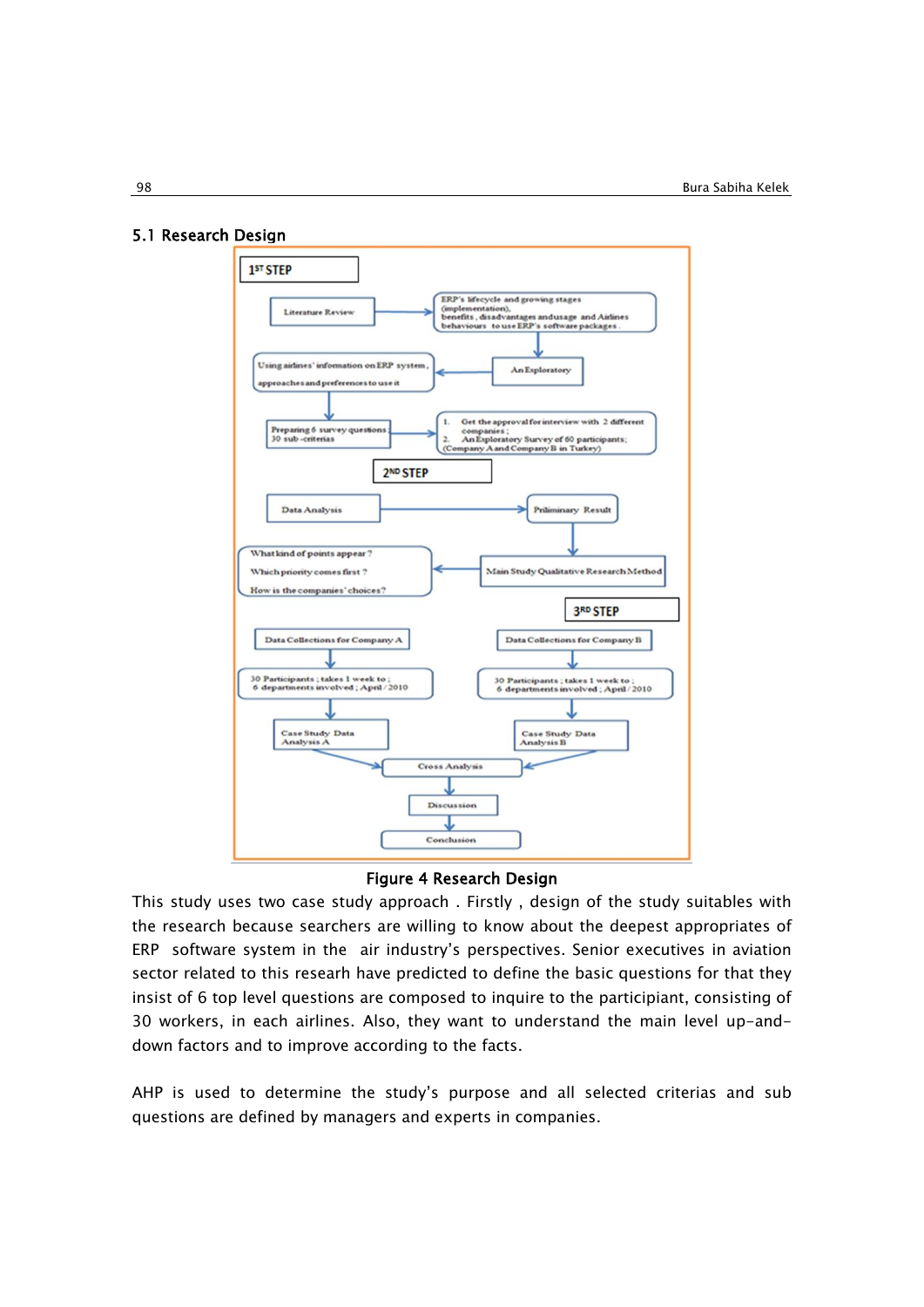## 5.1 Research Design

1ST STEP

Literature Review → ERP's lifecycle and growing stages (implementation), benefits, disadvantages and usage and Airlines behaviours to use ERP's software packages.

An Exploratory → Using airlines' information on ERP system, approaches and preferences to use it

Preparing 6 survey questions 30 sub-criterias → 1. Get the approval for interview with 2 different companies; 2. An Exploratory Survey of 60 participants; (Company A and Company B in Turkey)

2ND STEP

Data Analysis → Priliminary Result

Main Study Qualitative Research Method → What kind of points appear? Which priority comes first? How is the companies' choices?

3RD STEP

Data Collections for Company A → 30 Participants; takes 1 week to; 6 departments involved; April/2010 → Case Study Data Analysis A

Data Collections for Company B → 30 Participants; takes 1 week to; 6 departments involved; April/2010 → Case Study Data Analysis B

Cross Analysis → Discussion → Conclusion

**Figure 4 Research Design**

This study uses two case study approach . Firstly , design of the study suitables with the research because searchers are willing to know about the deepest appropriates of ERP software system in the air industry's perspectives. Senior executives in aviation sector related to this researh have predicted to define the basic questions for that they insist of 6 top level questions are composed to inquire to the participiant, consisting of 30 workers, in each airlines. Also, they want to understand the main level up-and-down factors and to improve according to the facts.

AHP is used to determine the study's purpose and all selected criterias and sub questions are defined by managers and experts in companies.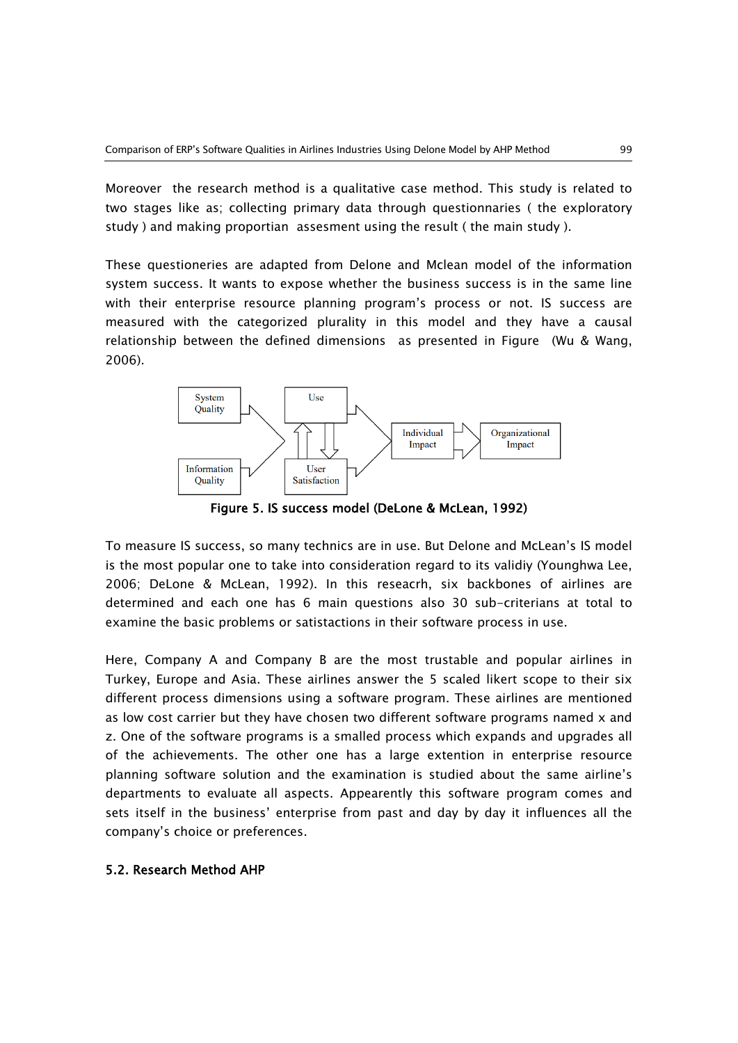Moreover the research method is a qualitative case method. This study is related to two stages like as; collecting primary data through questionnaries ( the exploratory study ) and making proportian assesment using the result ( the main study ).

These questioneries are adapted from Delone and Mclean model of the information system success. It wants to expose whether the business success is in the same line with their enterprise resource planning program's process or not. IS success are measured with the categorized plurality in this model and they have a causal relationship between the defined dimensions as presented in Figure (Wu & Wang, 2006).

System Quality | Information Quality | Use | User Satisfaction | Individual Impact | Organizational Impact

**Figure 5. IS success model (DeLone & McLean, 1992)**

To measure IS success, so many technics are in use. But Delone and McLean's IS model is the most popular one to take into consideration regard to its validiy (Younghwa Lee, 2006; DeLone & McLean, 1992). In this reseacrh, six backbones of airlines are determined and each one has 6 main questions also 30 sub-criterians at total to examine the basic problems or satistactions in their software process in use.

Here, Company A and Company B are the most trustable and popular airlines in Turkey, Europe and Asia. These airlines answer the 5 scaled likert scope to their six different process dimensions using a software program. These airlines are mentioned as low cost carrier but they have chosen two different software programs named x and z. One of the software programs is a smalled process which expands and upgrades all of the achievements. The other one has a large extention in enterprise resource planning software solution and the examination is studied about the same airline's departments to evaluate all aspects. Appearently this software program comes and sets itself in the business' enterprise from past and day by day it influences all the company's choice or preferences.

### 5.2. Research Method AHP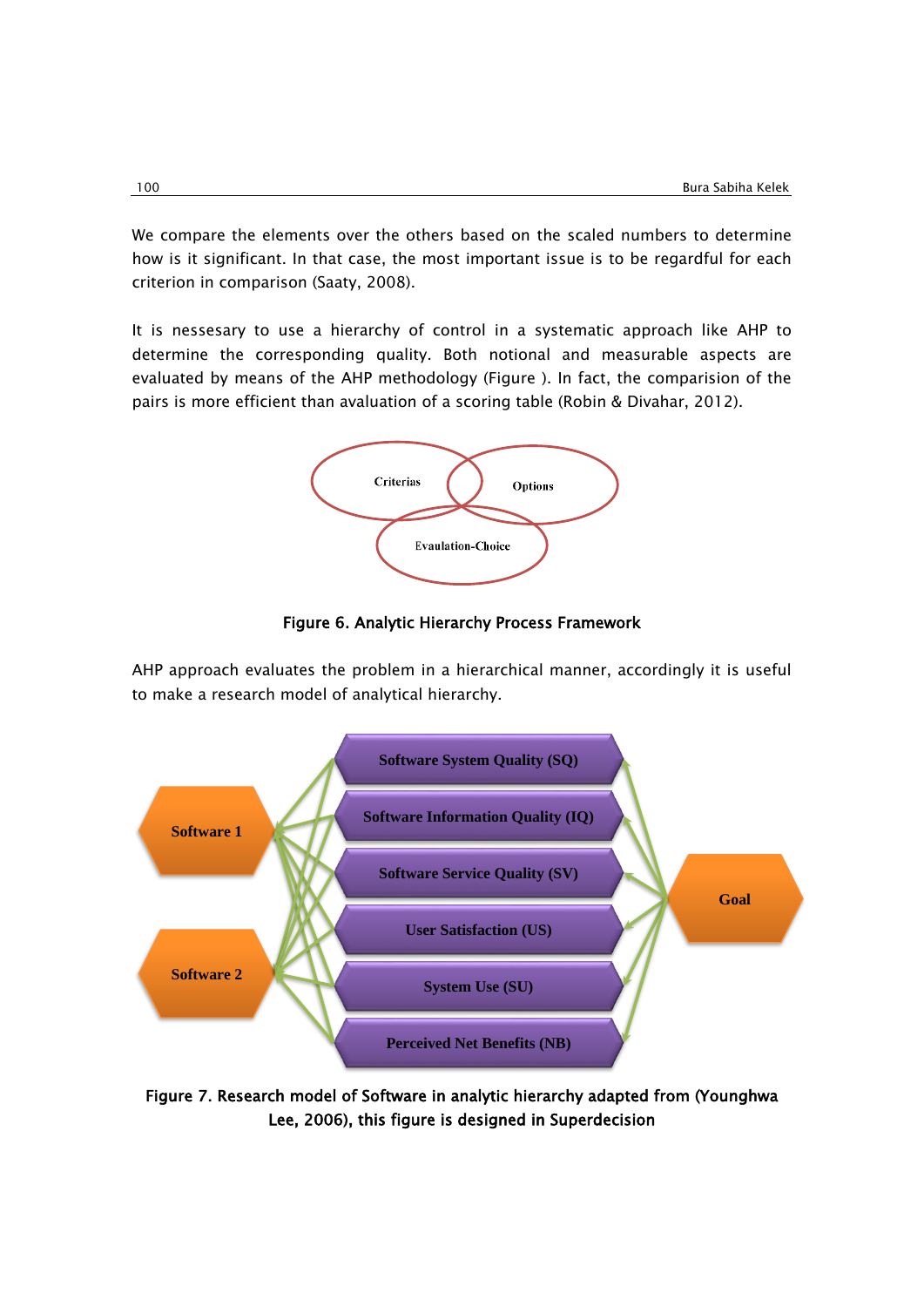We compare the elements over the others based on the scaled numbers to determine how is it significant. In that case, the most important issue is to be regardful for each criterion in comparison (Saaty, 2008).

It is nessesary to use a hierarchy of control in a systematic approach like AHP to determine the corresponding quality. Both notional and measurable aspects are evaluated by means of the AHP methodology (Figure ). In fact, the comparision of the pairs is more efficient than avaluation of a scoring table (Robin & Divahar, 2012).

**Figure 6. Analytic Hierarchy Process Framework**

AHP approach evaluates the problem in a hierarchical manner, accordingly it is useful to make a research model of analytical hierarchy.

**Figure 7. Research model of Software in analytic hierarchy adapted from (Younghwa Lee, 2006), this figure is designed in Superdecision**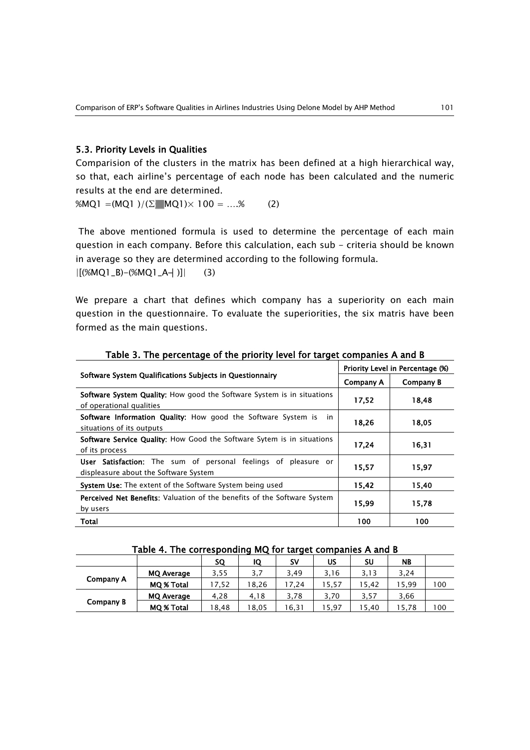### 5.3. Priority Levels in Qualities

Comparision of the clusters in the matrix has been defined at a high hierarchical way, so that, each airline's percentage of each node has been calculated and the numeric results at the end are determined.

$$\%MQ1 = (MQ1)/(\sum MQ1) \times 100 = \ldots\% \qquad (2)$$

The above mentioned formula is used to determine the percentage of each main question in each company. Before this calculation, each sub - criteria should be known in average so they are determined according to the following formula.

$$|[(\%MQ1\_B) - (\%MQ1\_A)]| \qquad (3)$$

We prepare a chart that defines which company has a superiority on each main question in the questionnaire. To evaluate the superiorities, the six matris have been formed as the main questions.

**Table 3. The percentage of the priority level for target companies A and B**

| Software System Qualifications Subjects in Questionnairy | Priority Level in Percentage (%) | |
|---|---|---|
| | Company A | Company B |
| **Software System Quality**: How good the Software System is in situations of operational qualities | 17,52 | 18,48 |
| **Software Information Quality**: How good the Software System is in situations of its outputs | 18,26 | 18,05 |
| **Software Service Quality**: How Good the Software Sytem is in situations of its process | 17,24 | 16,31 |
| **User Satisfaction**: The sum of personal feelings of pleasure or displeasure about the Software System | 15,57 | 15,97 |
| **System Use**: The extent of the Software System being used | 15,42 | 15,40 |
| **Perceived Net Benefits**: Valuation of the benefits of the Software System by users | 15,99 | 15,78 |
| **Total** | 100 | 100 |

**Table 4. The corresponding MQ for target companies A and B**

| | | SQ | IQ | SV | US | SU | NB | |
|---|---|---|---|---|---|---|---|---|
| Company A | MQ Average | 3,55 | 3,7 | 3,49 | 3,16 | 3,13 | 3,24 | |
| | MQ % Total | 17,52 | 18,26 | 17,24 | 15,57 | 15,42 | 15,99 | 100 |
| Company B | MQ Average | 4,28 | 4,18 | 3,78 | 3,70 | 3,57 | 3,66 | |
| | MQ % Total | 18,48 | 18,05 | 16,31 | 15,97 | 15,40 | 15,78 | 100 |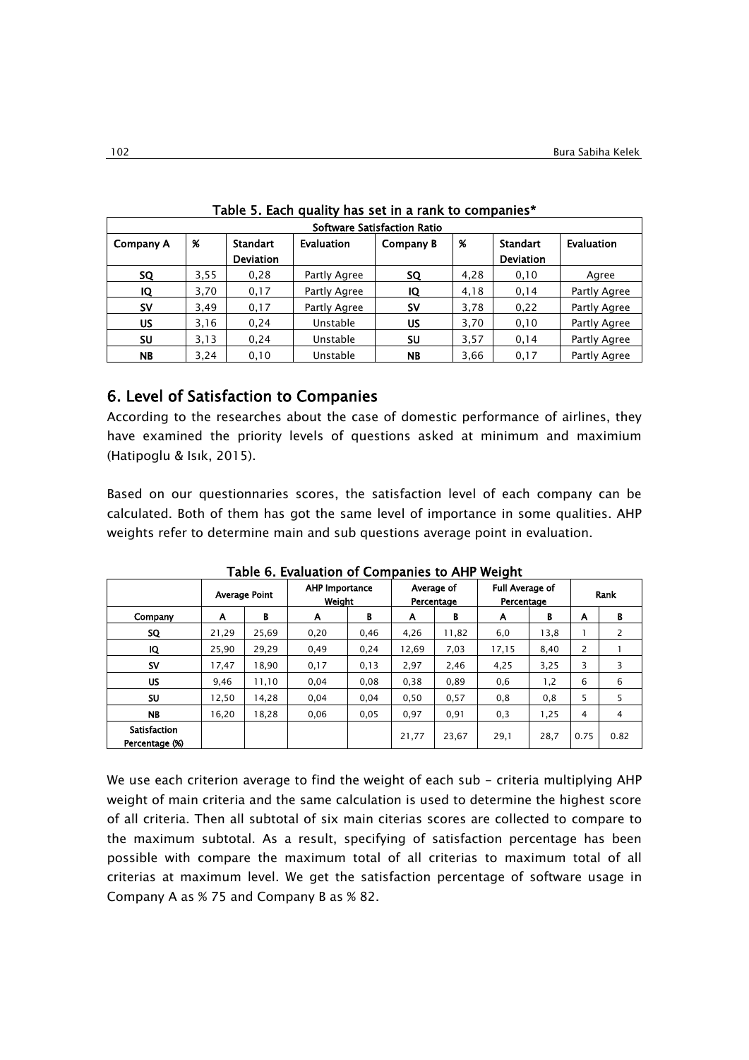**Table 5. Each quality has set in a rank to companies***

| Software Satisfaction Ratio | | | | | | | |
|---|---|---|---|---|---|---|---|
| **Company A** | **%** | **Standart Deviation** | **Evaluation** | **Company B** | **%** | **Standart Deviation** | **Evaluation** |
| **SQ** | 3,55 | 0,28 | Partly Agree | **SQ** | 4,28 | 0,10 | Agree |
| **IQ** | 3,70 | 0,17 | Partly Agree | **IQ** | 4,18 | 0,14 | Partly Agree |
| **SV** | 3,49 | 0,17 | Partly Agree | **SV** | 3,78 | 0,22 | Partly Agree |
| **US** | 3,16 | 0,24 | Unstable | **US** | 3,70 | 0,10 | Partly Agree |
| **SU** | 3,13 | 0,24 | Unstable | **SU** | 3,57 | 0,14 | Partly Agree |
| **NB** | 3,24 | 0,10 | Unstable | **NB** | 3,66 | 0,17 | Partly Agree |

## 6. Level of Satisfaction to Companies

According to the researches about the case of domestic performance of airlines, they have examined the priority levels of questions asked at minimum and maximium (Hatipoglu & Isık, 2015).

Based on our questionnaries scores, the satisfaction level of each company can be calculated. Both of them has got the same level of importance in some qualities. AHP weights refer to determine main and sub questions average point in evaluation.

**Table 6. Evaluation of Companies to AHP Weight**

| | **Average Point** | | **AHP Importance Weight** | | **Average of Percentage** | | **Full Average of Percentage** | | **Rank** | |
|---|---|---|---|---|---|---|---|---|---|---|
| **Company** | **A** | **B** | **A** | **B** | **A** | **B** | **A** | **B** | **A** | **B** |
| **SQ** | 21,29 | 25,69 | 0,20 | 0,46 | 4,26 | 11,82 | 6,0 | 13,8 | 1 | 2 |
| **IQ** | 25,90 | 29,29 | 0,49 | 0,24 | 12,69 | 7,03 | 17,15 | 8,40 | 2 | 1 |
| **SV** | 17,47 | 18,90 | 0,17 | 0,13 | 2,97 | 2,46 | 4,25 | 3,25 | 3 | 3 |
| **US** | 9,46 | 11,10 | 0,04 | 0,08 | 0,38 | 0,89 | 0,6 | 1,2 | 6 | 6 |
| **SU** | 12,50 | 14,28 | 0,04 | 0,04 | 0,50 | 0,57 | 0,8 | 0,8 | 5 | 5 |
| **NB** | 16,20 | 18,28 | 0,06 | 0,05 | 0,97 | 0,91 | 0,3 | 1,25 | 4 | 4 |
| **Satisfaction Percentage (%)** | | | | | 21,77 | 23,67 | 29,1 | 28,7 | 0.75 | 0.82 |

We use each criterion average to find the weight of each sub - criteria multiplying AHP weight of main criteria and the same calculation is used to determine the highest score of all criteria. Then all subtotal of six main citerias scores are collected to compare to the maximum subtotal. As a result, specifying of satisfaction percentage has been possible with compare the maximum total of all criterias to maximum total of all criterias at maximum level. We get the satisfaction percentage of software usage in Company A as % 75 and Company B as % 82.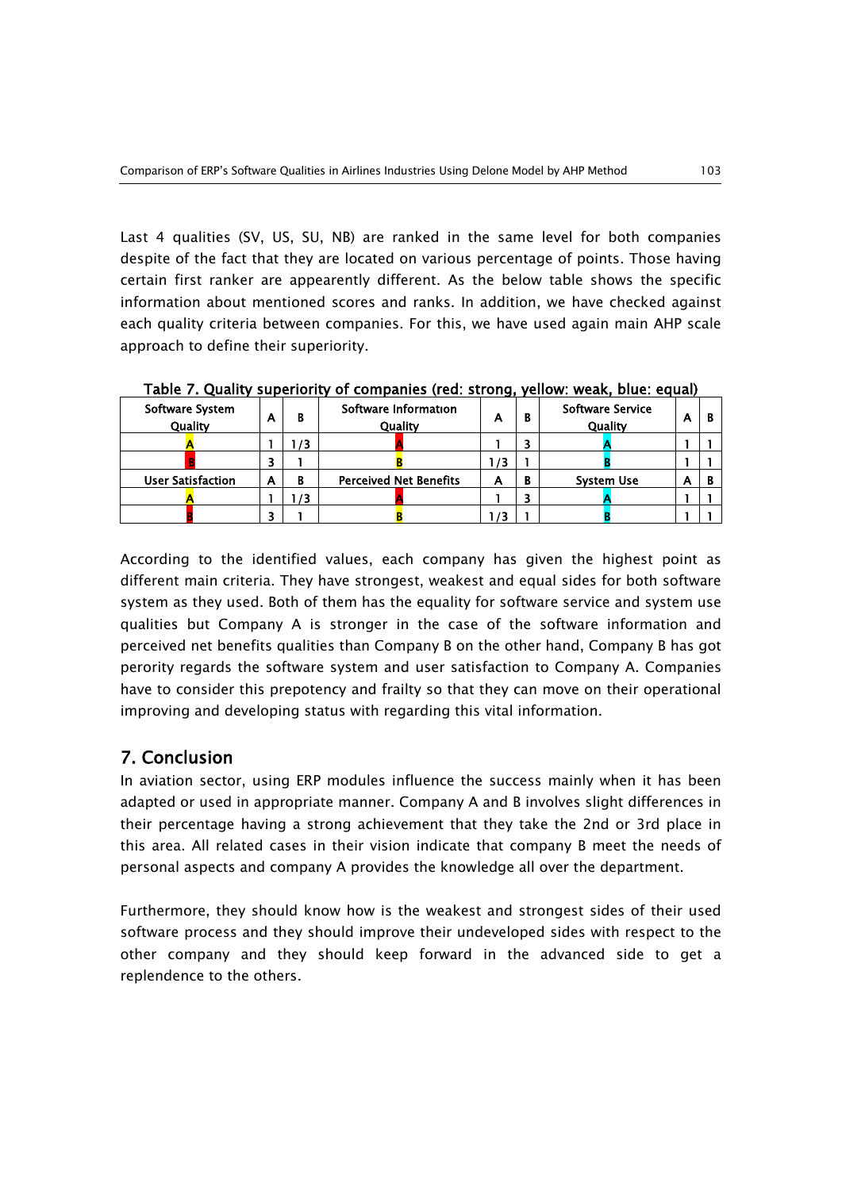Last 4 qualities (SV, US, SU, NB) are ranked in the same level for both companies despite of the fact that they are located on various percentage of points. Those having certain first ranker are appearently different. As the below table shows the specific information about mentioned scores and ranks. In addition, we have checked against each quality criteria between companies. For this, we have used again main AHP scale approach to define their superiority.

**Table 7. Quality superiority of companies (red: strong, yellow: weak, blue: equal)**

| Software System Quality | A | B | Software Information Quality | A | B | Software Service Quality | A | B |
|---|---|---|---|---|---|---|---|---|
| A | 1 | 1/3 | A | 1 | 3 | A | 1 | 1 |
| B | 3 | 1 | B | 1/3 | 1 | B | 1 | 1 |
| **User Satisfaction** | **A** | **B** | **Perceived Net Benefits** | **A** | **B** | **System Use** | **A** | **B** |
| A | 1 | 1/3 | A | 1 | 3 | A | 1 | 1 |
| B | 3 | 1 | B | 1/3 | 1 | B | 1 | 1 |

According to the identified values, each company has given the highest point as different main criteria. They have strongest, weakest and equal sides for both software system as they used. Both of them has the equality for software service and system use qualities but Company A is stronger in the case of the software information and perceived net benefits qualities than Company B on the other hand, Company B has got perority regards the software system and user satisfaction to Company A. Companies have to consider this prepotency and frailty so that they can move on their operational improving and developing status with regarding this vital information.

## 7. Conclusion

In aviation sector, using ERP modules influence the success mainly when it has been adapted or used in appropriate manner. Company A and B involves slight differences in their percentage having a strong achievement that they take the 2nd or 3rd place in this area. All related cases in their vision indicate that company B meet the needs of personal aspects and company A provides the knowledge all over the department.

Furthermore, they should know how is the weakest and strongest sides of their used software process and they should improve their undeveloped sides with respect to the other company and they should keep forward in the advanced side to get a replendence to the others.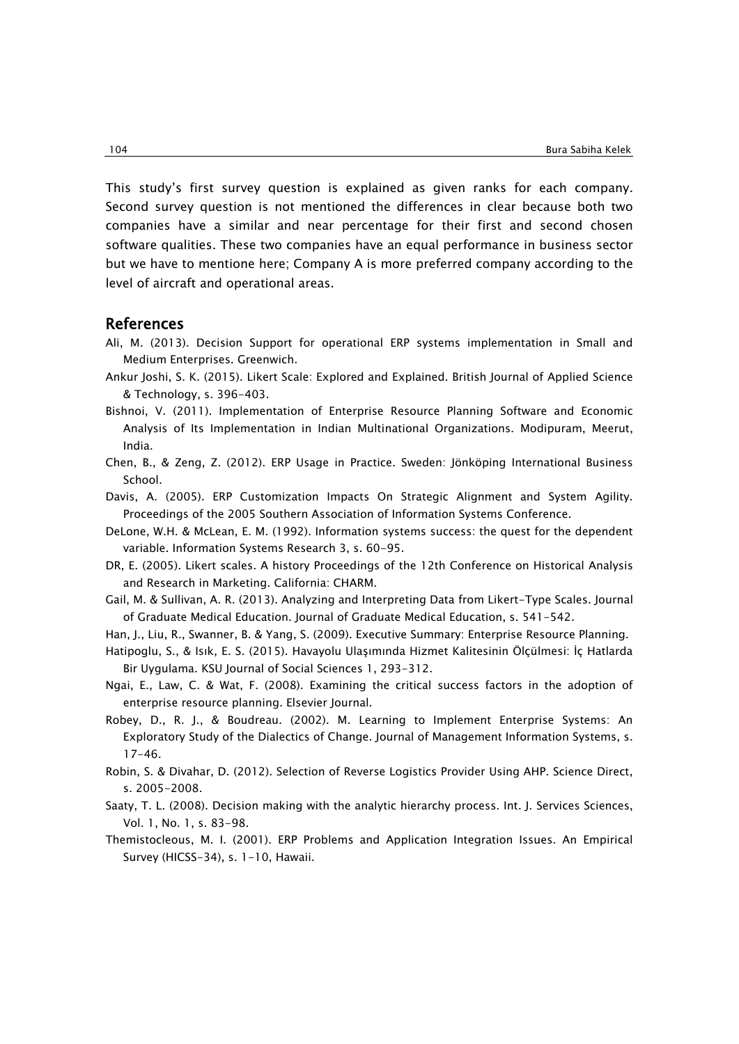This study's first survey question is explained as given ranks for each company. Second survey question is not mentioned the differences in clear because both two companies have a similar and near percentage for their first and second chosen software qualities. These two companies have an equal performance in business sector but we have to mentione here; Company A is more preferred company according to the level of aircraft and operational areas.

## References

Ali, M. (2013). Decision Support for operational ERP systems implementation in Small and Medium Enterprises. Greenwich.

Ankur Joshi, S. K. (2015). Likert Scale: Explored and Explained. British Journal of Applied Science & Technology, s. 396-403.

Bishnoi, V. (2011). Implementation of Enterprise Resource Planning Software and Economic Analysis of Its Implementation in Indian Multinational Organizations. Modipuram, Meerut, India.

Chen, B., & Zeng, Z. (2012). ERP Usage in Practice. Sweden: Jönköping International Business School.

Davis, A. (2005). ERP Customization Impacts On Strategic Alignment and System Agility. Proceedings of the 2005 Southern Association of Information Systems Conference.

DeLone, W.H. & McLean, E. M. (1992). Information systems success: the quest for the dependent variable. Information Systems Research 3, s. 60-95.

DR, E. (2005). Likert scales. A history Proceedings of the 12th Conference on Historical Analysis and Research in Marketing. California: CHARM.

Gail, M. & Sullivan, A. R. (2013). Analyzing and Interpreting Data from Likert-Type Scales. Journal of Graduate Medical Education. Journal of Graduate Medical Education, s. 541-542.

Han, J., Liu, R., Swanner, B. & Yang, S. (2009). Executive Summary: Enterprise Resource Planning.

Hatipoglu, S., & Isık, E. S. (2015). Havayolu Ulaşımında Hizmet Kalitesinin Ölçülmesi: İç Hatlarda Bir Uygulama. KSU Journal of Social Sciences 1, 293-312.

Ngai, E., Law, C. & Wat, F. (2008). Examining the critical success factors in the adoption of enterprise resource planning. Elsevier Journal.

Robey, D., R. J., & Boudreau. (2002). M. Learning to Implement Enterprise Systems: An Exploratory Study of the Dialectics of Change. Journal of Management Information Systems, s. 17-46.

Robin, S. & Divahar, D. (2012). Selection of Reverse Logistics Provider Using AHP. Science Direct, s. 2005-2008.

Saaty, T. L. (2008). Decision making with the analytic hierarchy process. Int. J. Services Sciences, Vol. 1, No. 1, s. 83-98.

Themistocleous, M. I. (2001). ERP Problems and Application Integration Issues. An Empirical Survey (HICSS-34), s. 1-10, Hawaii.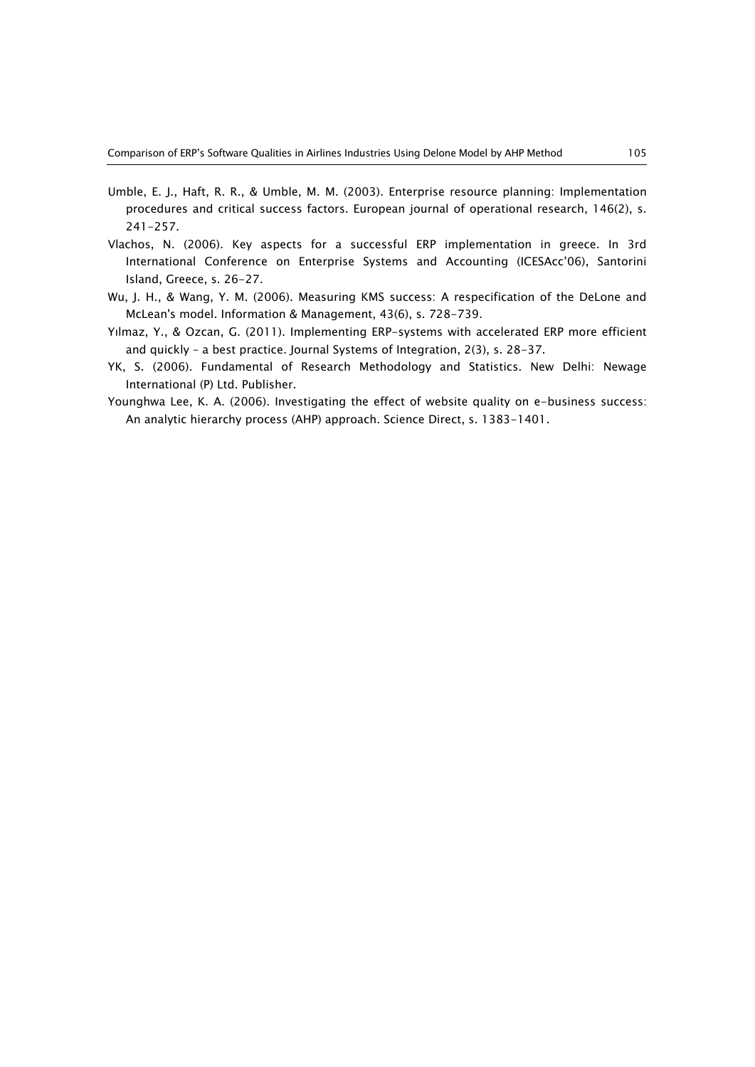Umble, E. J., Haft, R. R., & Umble, M. M. (2003). Enterprise resource planning: Implementation procedures and critical success factors. European journal of operational research, 146(2), s. 241-257.

Vlachos, N. (2006). Key aspects for a successful ERP implementation in greece. In 3rd International Conference on Enterprise Systems and Accounting (ICESAcc'06), Santorini Island, Greece, s. 26-27.

Wu, J. H., & Wang, Y. M. (2006). Measuring KMS success: A respecification of the DeLone and McLean's model. Information & Management, 43(6), s. 728-739.

Yılmaz, Y., & Ozcan, G. (2011). Implementing ERP-systems with accelerated ERP more efficient and quickly – a best practice. Journal Systems of Integration, 2(3), s. 28-37.

YK, S. (2006). Fundamental of Research Methodology and Statistics. New Delhi: Newage International (P) Ltd. Publisher.

Younghwa Lee, K. A. (2006). Investigating the effect of website quality on e-business success: An analytic hierarchy process (AHP) approach. Science Direct, s. 1383-1401.